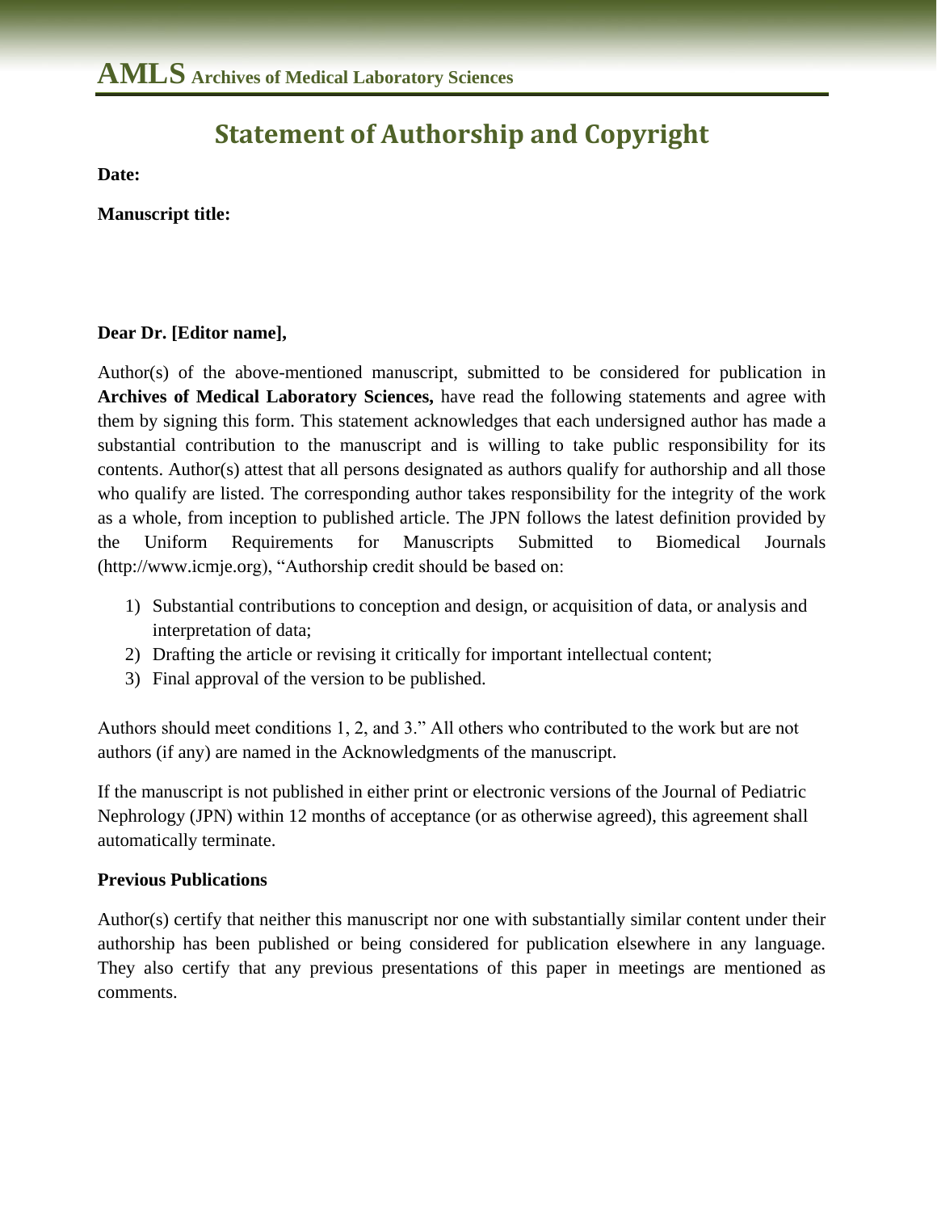**AMLS** **Archives of Medical Laboratory Sciences**

# Statement of Authorship and Copyright

**Date:**

**Manuscript title:**

**Dear Dr. [Editor name],**

Author(s) of the above-mentioned manuscript, submitted to be considered for publication in **Archives of Medical Laboratory Sciences,** have read the following statements and agree with them by signing this form. This statement acknowledges that each undersigned author has made a substantial contribution to the manuscript and is willing to take public responsibility for its contents. Author(s) attest that all persons designated as authors qualify for authorship and all those who qualify are listed. The corresponding author takes responsibility for the integrity of the work as a whole, from inception to published article. The JPN follows the latest definition provided by the Uniform Requirements for Manuscripts Submitted to Biomedical Journals (http://www.icmje.org), "Authorship credit should be based on:

1) Substantial contributions to conception and design, or acquisition of data, or analysis and interpretation of data;
2) Drafting the article or revising it critically for important intellectual content;
3) Final approval of the version to be published.

Authors should meet conditions 1, 2, and 3." All others who contributed to the work but are not authors (if any) are named in the Acknowledgments of the manuscript.

If the manuscript is not published in either print or electronic versions of the Journal of Pediatric Nephrology (JPN) within 12 months of acceptance (or as otherwise agreed), this agreement shall automatically terminate.

**Previous Publications**

Author(s) certify that neither this manuscript nor one with substantially similar content under their authorship has been published or being considered for publication elsewhere in any language. They also certify that any previous presentations of this paper in meetings are mentioned as comments.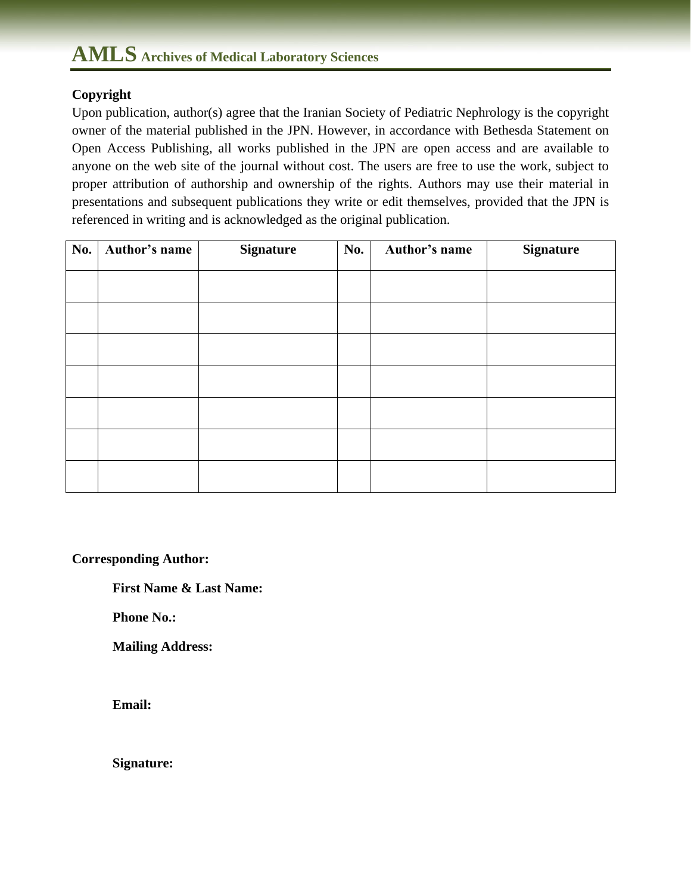**Copyright**

Upon publication, author(s) agree that the Iranian Society of Pediatric Nephrology is the copyright owner of the material published in the JPN. However, in accordance with Bethesda Statement on Open Access Publishing, all works published in the JPN are open access and are available to anyone on the web site of the journal without cost. The users are free to use the work, subject to proper attribution of authorship and ownership of the rights. Authors may use their material in presentations and subsequent publications they write or edit themselves, provided that the JPN is referenced in writing and is acknowledged as the original publication.

| No. | Author's name | Signature | No. | Author's name | Signature |
|---|---|---|---|---|---|
| | | | | | |
| | | | | | |
| | | | | | |
| | | | | | |
| | | | | | |
| | | | | | |
| | | | | | |

**Corresponding Author:**

**First Name & Last Name:**

**Phone No.:**

**Mailing Address:**

**Email:**

**Signature:**